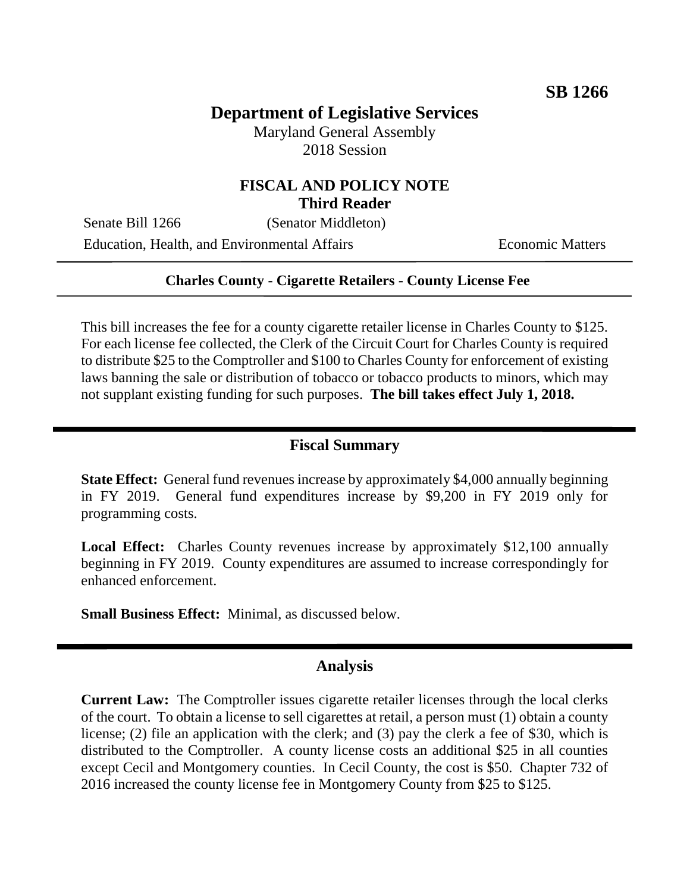**SB 1266**

# Department of Legislative Services

Maryland General Assembly
2018 Session

## FISCAL AND POLICY NOTE
**Third Reader**

Senate Bill 1266 (Senator Middleton)

Education, Health, and Environmental Affairs Economic Matters

---

**Charles County - Cigarette Retailers - County License Fee**

---

This bill increases the fee for a county cigarette retailer license in Charles County to $125. For each license fee collected, the Clerk of the Circuit Court for Charles County is required to distribute $25 to the Comptroller and $100 to Charles County for enforcement of existing laws banning the sale or distribution of tobacco or tobacco products to minors, which may not supplant existing funding for such purposes. **The bill takes effect July 1, 2018.**

## Fiscal Summary

**State Effect:** General fund revenues increase by approximately $4,000 annually beginning in FY 2019. General fund expenditures increase by $9,200 in FY 2019 only for programming costs.

**Local Effect:** Charles County revenues increase by approximately $12,100 annually beginning in FY 2019. County expenditures are assumed to increase correspondingly for enhanced enforcement.

**Small Business Effect:** Minimal, as discussed below.

## Analysis

**Current Law:** The Comptroller issues cigarette retailer licenses through the local clerks of the court. To obtain a license to sell cigarettes at retail, a person must (1) obtain a county license; (2) file an application with the clerk; and (3) pay the clerk a fee of $30, which is distributed to the Comptroller. A county license costs an additional $25 in all counties except Cecil and Montgomery counties. In Cecil County, the cost is $50. Chapter 732 of 2016 increased the county license fee in Montgomery County from $25 to $125.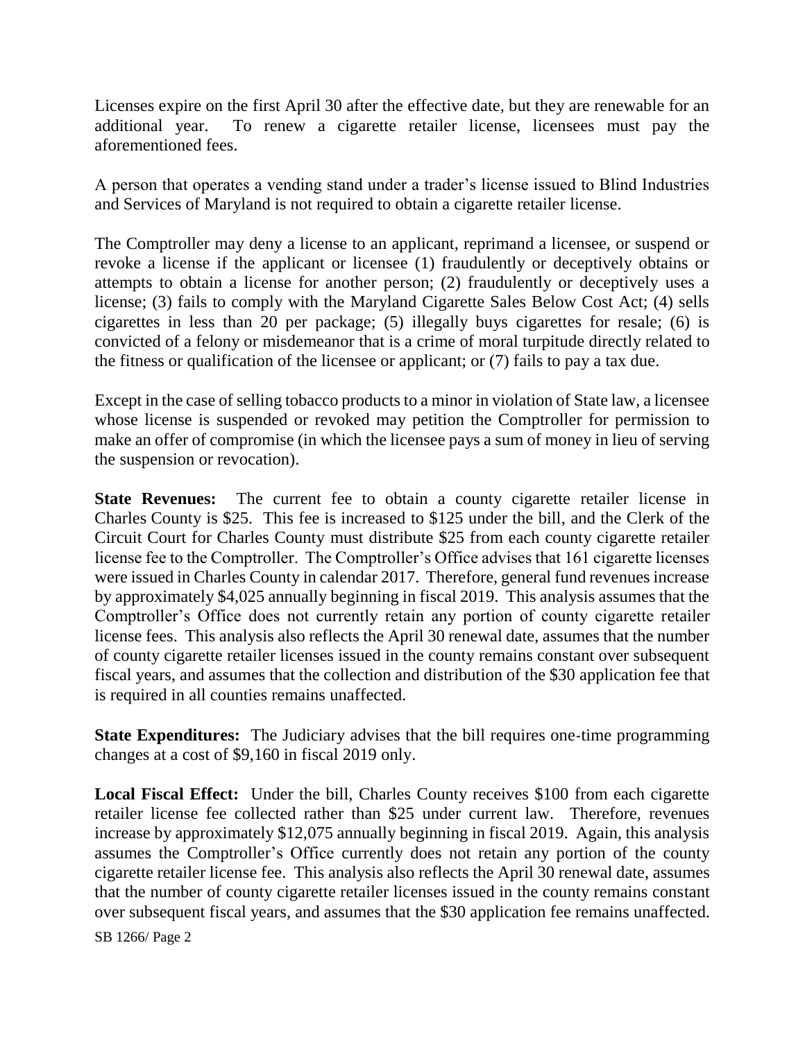Licenses expire on the first April 30 after the effective date, but they are renewable for an additional year. To renew a cigarette retailer license, licensees must pay the aforementioned fees.

A person that operates a vending stand under a trader's license issued to Blind Industries and Services of Maryland is not required to obtain a cigarette retailer license.

The Comptroller may deny a license to an applicant, reprimand a licensee, or suspend or revoke a license if the applicant or licensee (1) fraudulently or deceptively obtains or attempts to obtain a license for another person; (2) fraudulently or deceptively uses a license; (3) fails to comply with the Maryland Cigarette Sales Below Cost Act; (4) sells cigarettes in less than 20 per package; (5) illegally buys cigarettes for resale; (6) is convicted of a felony or misdemeanor that is a crime of moral turpitude directly related to the fitness or qualification of the licensee or applicant; or (7) fails to pay a tax due.

Except in the case of selling tobacco products to a minor in violation of State law, a licensee whose license is suspended or revoked may petition the Comptroller for permission to make an offer of compromise (in which the licensee pays a sum of money in lieu of serving the suspension or revocation).

**State Revenues:** The current fee to obtain a county cigarette retailer license in Charles County is $25. This fee is increased to $125 under the bill, and the Clerk of the Circuit Court for Charles County must distribute $25 from each county cigarette retailer license fee to the Comptroller. The Comptroller's Office advises that 161 cigarette licenses were issued in Charles County in calendar 2017. Therefore, general fund revenues increase by approximately $4,025 annually beginning in fiscal 2019. This analysis assumes that the Comptroller's Office does not currently retain any portion of county cigarette retailer license fees. This analysis also reflects the April 30 renewal date, assumes that the number of county cigarette retailer licenses issued in the county remains constant over subsequent fiscal years, and assumes that the collection and distribution of the $30 application fee that is required in all counties remains unaffected.

**State Expenditures:** The Judiciary advises that the bill requires one-time programming changes at a cost of $9,160 in fiscal 2019 only.

**Local Fiscal Effect:** Under the bill, Charles County receives $100 from each cigarette retailer license fee collected rather than $25 under current law. Therefore, revenues increase by approximately $12,075 annually beginning in fiscal 2019. Again, this analysis assumes the Comptroller's Office currently does not retain any portion of the county cigarette retailer license fee. This analysis also reflects the April 30 renewal date, assumes that the number of county cigarette retailer licenses issued in the county remains constant over subsequent fiscal years, and assumes that the $30 application fee remains unaffected.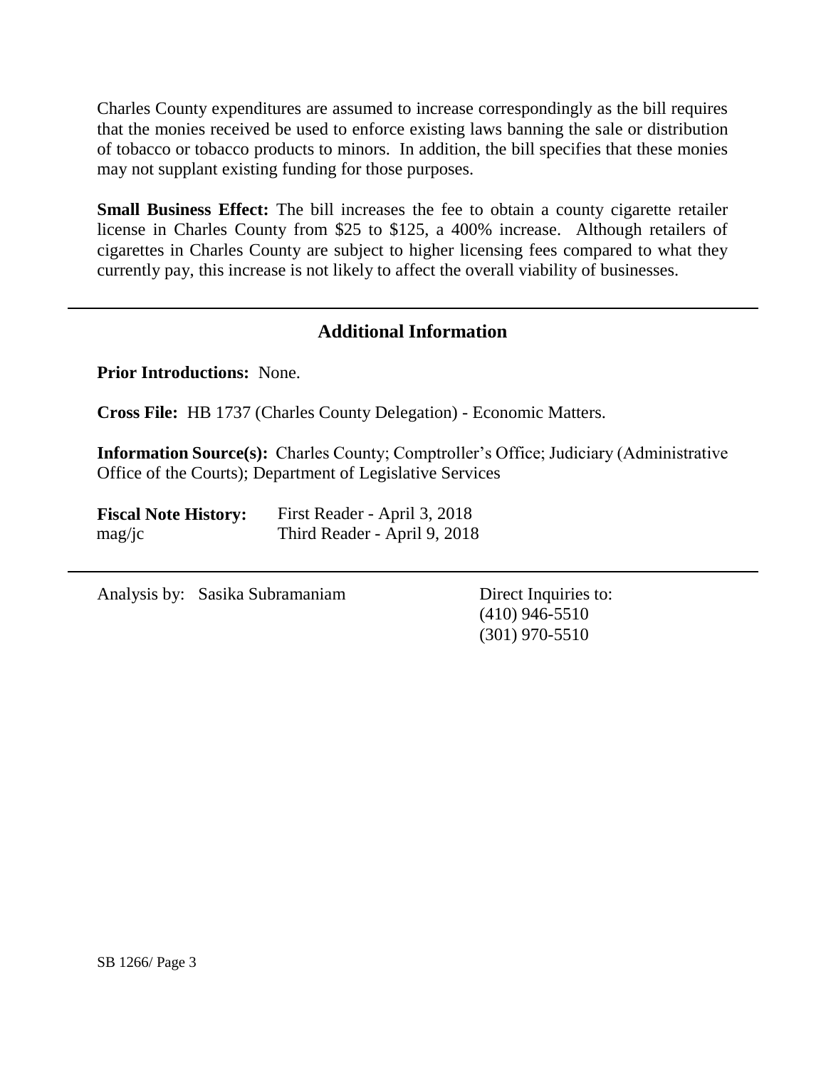Charles County expenditures are assumed to increase correspondingly as the bill requires that the monies received be used to enforce existing laws banning the sale or distribution of tobacco or tobacco products to minors. In addition, the bill specifies that these monies may not supplant existing funding for those purposes.

**Small Business Effect:** The bill increases the fee to obtain a county cigarette retailer license in Charles County from $25 to $125, a 400% increase. Although retailers of cigarettes in Charles County are subject to higher licensing fees compared to what they currently pay, this increase is not likely to affect the overall viability of businesses.

---

## Additional Information

**Prior Introductions:** None.

**Cross File:** HB 1737 (Charles County Delegation) - Economic Matters.

**Information Source(s):** Charles County; Comptroller's Office; Judiciary (Administrative Office of the Courts); Department of Legislative Services

**Fiscal Note History:** First Reader - April 3, 2018
mag/jc Third Reader - April 9, 2018

---

Analysis by: Sasika Subramaniam

Direct Inquiries to:
(410) 946-5510
(301) 970-5510